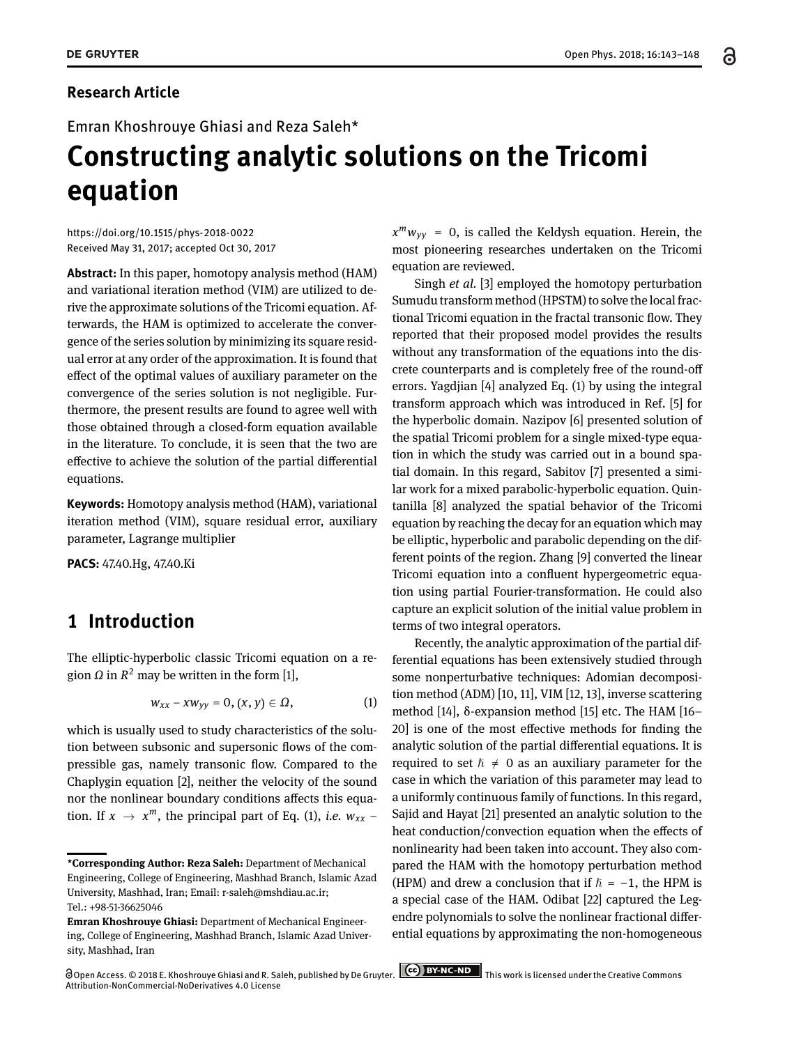**Research Article**

Emran Khoshrouye Ghiasi and Reza Saleh*

# Constructing analytic solutions on the Tricomi equation

https://doi.org/10.1515/phys-2018-0022
Received May 31, 2017; accepted Oct 30, 2017

**Abstract:** In this paper, homotopy analysis method (HAM) and variational iteration method (VIM) are utilized to derive the approximate solutions of the Tricomi equation. Afterwards, the HAM is optimized to accelerate the convergence of the series solution by minimizing its square residual error at any order of the approximation. It is found that effect of the optimal values of auxiliary parameter on the convergence of the series solution is not negligible. Furthermore, the present results are found to agree well with those obtained through a closed-form equation available in the literature. To conclude, it is seen that the two are effective to achieve the solution of the partial differential equations.

**Keywords:** Homotopy analysis method (HAM), variational iteration method (VIM), square residual error, auxiliary parameter, Lagrange multiplier

**PACS:** 47.40.Hg, 47.40.Ki

## 1 Introduction

The elliptic-hyperbolic classic Tricomi equation on a region $\Omega$ in $R^2$ may be written in the form [1],

$$w_{xx} - xw_{yy} = 0, (x, y) \in \Omega, \tag{1}$$

which is usually used to study characteristics of the solution between subsonic and supersonic flows of the compressible gas, namely transonic flow. Compared to the Chaplygin equation [2], neither the velocity of the sound nor the nonlinear boundary conditions affects this equation. If $x \to x^m$, the principal part of Eq. (1), *i.e.* $w_{xx} - x^m w_{yy} = 0$, is called the Keldysh equation. Herein, the most pioneering researches undertaken on the Tricomi equation are reviewed.

Singh *et al.* [3] employed the homotopy perturbation Sumudu transform method (HPSTM) to solve the local fractional Tricomi equation in the fractal transonic flow. They reported that their proposed model provides the results without any transformation of the equations into the discrete counterparts and is completely free of the round-off errors. Yagdjian [4] analyzed Eq. (1) by using the integral transform approach which was introduced in Ref. [5] for the hyperbolic domain. Nazipov [6] presented solution of the spatial Tricomi problem for a single mixed-type equation in which the study was carried out in a bound spatial domain. In this regard, Sabitov [7] presented a similar work for a mixed parabolic-hyperbolic equation. Quintanilla [8] analyzed the spatial behavior of the Tricomi equation by reaching the decay for an equation which may be elliptic, hyperbolic and parabolic depending on the different points of the region. Zhang [9] converted the linear Tricomi equation into a confluent hypergeometric equation using partial Fourier-transformation. He could also capture an explicit solution of the initial value problem in terms of two integral operators.

Recently, the analytic approximation of the partial differential equations has been extensively studied through some nonperturbative techniques: Adomian decomposition method (ADM) [10, 11], VIM [12, 13], inverse scattering method [14], δ-expansion method [15] etc. The HAM [16–20] is one of the most effective methods for finding the analytic solution of the partial differential equations. It is required to set $\hbar \neq 0$ as an auxiliary parameter for the case in which the variation of this parameter may lead to a uniformly continuous family of functions. In this regard, Sajid and Hayat [21] presented an analytic solution to the heat conduction/convection equation when the effects of nonlinearity had been taken into account. They also compared the HAM with the homotopy perturbation method (HPM) and drew a conclusion that if $\hbar = -1$, the HPM is a special case of the HAM. Odibat [22] captured the Legendre polynomials to solve the nonlinear fractional differential equations by approximating the non-homogeneous

***Corresponding Author: Reza Saleh:** Department of Mechanical Engineering, College of Engineering, Mashhad Branch, Islamic Azad University, Mashhad, Iran; Email: r-saleh@mshdiau.ac.ir; Tel.: +98-51-36625046

**Emran Khoshrouye Ghiasi:** Department of Mechanical Engineering, College of Engineering, Mashhad Branch, Islamic Azad University, Mashhad, Iran

Open Access. © 2018 E. Khoshrouye Ghiasi and R. Saleh, published by De Gruyter. This work is licensed under the Creative Commons Attribution-NonCommercial-NoDerivatives 4.0 License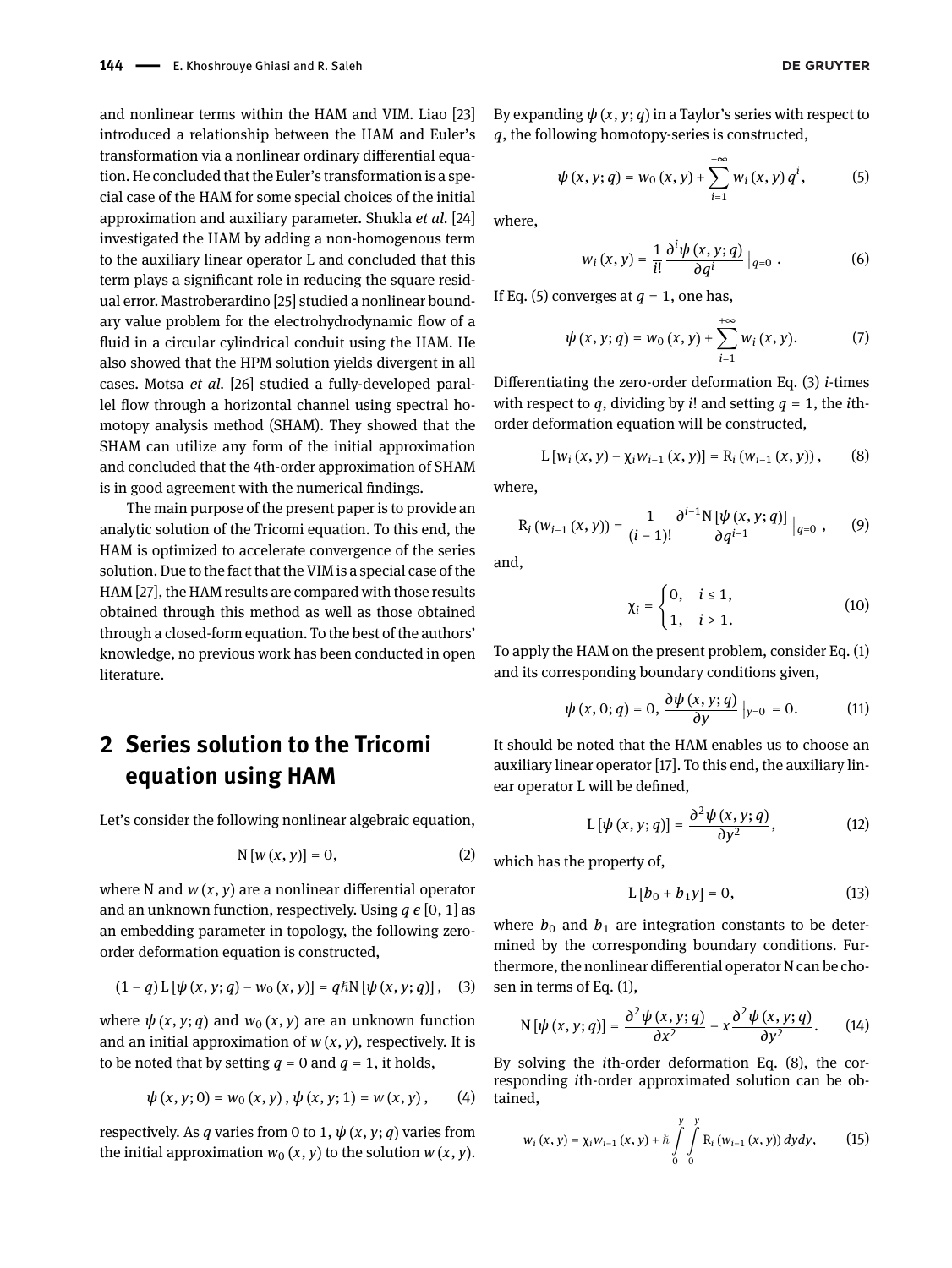and nonlinear terms within the HAM and VIM. Liao [23] introduced a relationship between the HAM and Euler's transformation via a nonlinear ordinary differential equation. He concluded that the Euler's transformation is a special case of the HAM for some special choices of the initial approximation and auxiliary parameter. Shukla *et al.* [24] investigated the HAM by adding a non-homogenous term to the auxiliary linear operator L and concluded that this term plays a significant role in reducing the square residual error. Mastroberardino [25] studied a nonlinear boundary value problem for the electrohydrodynamic flow of a fluid in a circular cylindrical conduit using the HAM. He also showed that the HPM solution yields divergent in all cases. Motsa *et al.* [26] studied a fully-developed parallel flow through a horizontal channel using spectral homotopy analysis method (SHAM). They showed that the SHAM can utilize any form of the initial approximation and concluded that the 4th-order approximation of SHAM is in good agreement with the numerical findings.

The main purpose of the present paper is to provide an analytic solution of the Tricomi equation. To this end, the HAM is optimized to accelerate convergence of the series solution. Due to the fact that the VIM is a special case of the HAM [27], the HAM results are compared with those results obtained through this method as well as those obtained through a closed-form equation. To the best of the authors' knowledge, no previous work has been conducted in open literature.

## 2 Series solution to the Tricomi equation using HAM

Let's consider the following nonlinear algebraic equation,

$$\mathrm{N}\left[w\left(x,y\right)\right]=0, \tag{2}$$

where N and $w(x,y)$ are a nonlinear differential operator and an unknown function, respectively. Using $q \epsilon [0,1]$ as an embedding parameter in topology, the following zero-order deformation equation is constructed,

$$\left(1-q\right)\mathrm{L}\left[\psi\left(x,y;q\right)-w_0\left(x,y\right)\right]=q\hbar\mathrm{N}\left[\psi\left(x,y;q\right)\right], \tag{3}$$

where $\psi(x,y;q)$ and $w_0(x,y)$ are an unknown function and an initial approximation of $w(x,y)$, respectively. It is to be noted that by setting $q=0$ and $q=1$, it holds,

$$\psi\left(x,y;0\right)=w_0\left(x,y\right), \psi\left(x,y;1\right)=w\left(x,y\right), \tag{4}$$

respectively. As $q$ varies from 0 to 1, $\psi(x,y;q)$ varies from the initial approximation $w_0(x,y)$ to the solution $w(x,y)$. By expanding $\psi(x,y;q)$ in a Taylor's series with respect to $q$, the following homotopy-series is constructed,

$$\psi\left(x,y;q\right)=w_0\left(x,y\right)+\sum_{i=1}^{+\infty}w_i\left(x,y\right)q^i, \tag{5}$$

where,

$$w_i\left(x,y\right)=\frac{1}{i!}\frac{\partial^i\psi\left(x,y;q\right)}{\partial q^i}\Big|_{q=0}. \tag{6}$$

If Eq. (5) converges at $q=1$, one has,

$$\psi\left(x,y;q\right)=w_0\left(x,y\right)+\sum_{i=1}^{+\infty}w_i\left(x,y\right). \tag{7}$$

Differentiating the zero-order deformation Eq. (3) $i$-times with respect to $q$, dividing by $i!$ and setting $q=1$, the $i$th-order deformation equation will be constructed,

$$\mathrm{L}\left[w_i\left(x,y\right)-\chi_i w_{i-1}\left(x,y\right)\right]=\mathrm{R}_i\left(w_{i-1}\left(x,y\right)\right), \tag{8}$$

where,

$$\mathrm{R}_i\left(w_{i-1}\left(x,y\right)\right)=\frac{1}{(i-1)!}\frac{\partial^{i-1}\mathrm{N}\left[\psi\left(x,y;q\right)\right]}{\partial q^{i-1}}\Big|_{q=0}, \tag{9}$$

and,

$$\chi_i=\begin{cases}0, & i\leq 1,\\ 1, & i>1.\end{cases} \tag{10}$$

To apply the HAM on the present problem, consider Eq. (1) and its corresponding boundary conditions given,

$$\psi\left(x,0;q\right)=0, \frac{\partial\psi\left(x,y;q\right)}{\partial y}\Big|_{y=0}=0. \tag{11}$$

It should be noted that the HAM enables us to choose an auxiliary linear operator [17]. To this end, the auxiliary linear operator L will be defined,

$$\mathrm{L}\left[\psi\left(x,y;q\right)\right]=\frac{\partial^2\psi\left(x,y;q\right)}{\partial y^2}, \tag{12}$$

which has the property of,

$$\mathrm{L}\left[b_0+b_1 y\right]=0, \tag{13}$$

where $b_0$ and $b_1$ are integration constants to be determined by the corresponding boundary conditions. Furthermore, the nonlinear differential operator N can be chosen in terms of Eq. (1),

$$\mathrm{N}\left[\psi\left(x,y;q\right)\right]=\frac{\partial^2\psi\left(x,y;q\right)}{\partial x^2}-x\frac{\partial^2\psi\left(x,y;q\right)}{\partial y^2}. \tag{14}$$

By solving the $i$th-order deformation Eq. (8), the corresponding $i$th-order approximated solution can be obtained,

$$w_i\left(x,y\right)=\chi_i w_{i-1}\left(x,y\right)+\hbar\int_0^y\int_0^y\mathrm{R}_i\left(w_{i-1}\left(x,y\right)\right)dydy, \tag{15}$$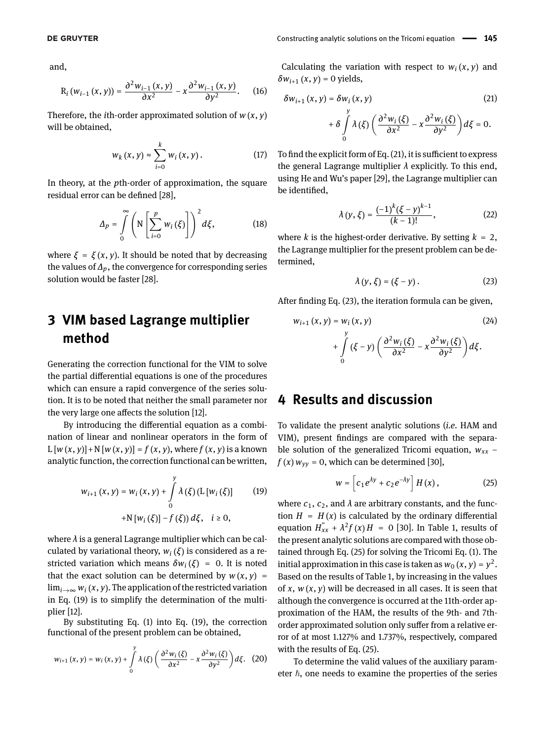and,

$$\mathrm{R}_i\left(w_{i-1}(x,y)\right)=\frac{\partial^2 w_{i-1}(x,y)}{\partial x^2}-x\frac{\partial^2 w_{i-1}(x,y)}{\partial y^2}. \qquad (16)$$

Therefore, the $i$th-order approximated solution of $w(x,y)$ will be obtained,

$$w_k(x,y)\approx\sum_{i=0}^{k} w_i(x,y). \qquad (17)$$

In theory, at the $p$th-order of approximation, the square residual error can be defined [28],

$$\Delta_p=\int_0^{\infty}\left(\mathrm{N}\left[\sum_{i=0}^{p} w_i(\xi)\right]\right)^2 d\xi, \qquad (18)$$

where $\xi=\xi(x,y)$. It should be noted that by decreasing the values of $\Delta_p$, the convergence for corresponding series solution would be faster [28].

## 3 VIM based Lagrange multiplier method

Generating the correction functional for the VIM to solve the partial differential equations is one of the procedures which can ensure a rapid convergence of the series solution. It is to be noted that neither the small parameter nor the very large one affects the solution [12].

By introducing the differential equation as a combination of linear and nonlinear operators in the form of $\mathrm{L}[w(x,y)]+\mathrm{N}[w(x,y)]=f(x,y)$, where $f(x,y)$ is a known analytic function, the correction functional can be written,

$$w_{i+1}(x,y)=w_i(x,y)+\int_0^{y}\lambda(\xi)\left(\mathrm{L}\left[w_i(\xi)\right]+\mathrm{N}\left[w_i(\xi)\right]-f(\xi)\right)d\xi, \quad i\geq 0, \qquad (19)$$

where $\lambda$ is a general Lagrange multiplier which can be calculated by variational theory, $w_i(\xi)$ is considered as a restricted variation which means $\delta w_i(\xi)=0$. It is noted that the exact solution can be determined by $w(x,y)=\lim_{i\to\infty} w_i(x,y)$. The application of the restricted variation in Eq. (19) is to simplify the determination of the multiplier [12].

By substituting Eq. (1) into Eq. (19), the correction functional of the present problem can be obtained,

$$w_{i+1}(x,y)=w_i(x,y)+\int_0^{y}\lambda(\xi)\left(\frac{\partial^2 w_i(\xi)}{\partial x^2}-x\frac{\partial^2 w_i(\xi)}{\partial y^2}\right)d\xi. \qquad (20)$$

Calculating the variation with respect to $w_i(x,y)$ and $\delta w_{i+1}(x,y)=0$ yields,

$$\delta w_{i+1}(x,y)=\delta w_i(x,y)+\delta\int_0^{y}\lambda(\xi)\left(\frac{\partial^2 w_i(\xi)}{\partial x^2}-x\frac{\partial^2 w_i(\xi)}{\partial y^2}\right)d\xi=0. \qquad (21)$$

To find the explicit form of Eq. (21), it is sufficient to express the general Lagrange multiplier $\lambda$ explicitly. To this end, using He and Wu's paper [29], the Lagrange multiplier can be identified,

$$\lambda(y,\xi)=\frac{(-1)^k(\xi-y)^{k-1}}{(k-1)!}, \qquad (22)$$

where $k$ is the highest-order derivative. By setting $k=2$, the Lagrange multiplier for the present problem can be determined,

$$\lambda(y,\xi)=(\xi-y). \qquad (23)$$

After finding Eq. (23), the iteration formula can be given,

$$w_{i+1}(x,y)=w_i(x,y)+\int_0^{y}(\xi-y)\left(\frac{\partial^2 w_i(\xi)}{\partial x^2}-x\frac{\partial^2 w_i(\xi)}{\partial y^2}\right)d\xi. \qquad (24)$$

## 4 Results and discussion

To validate the present analytic solutions (*i.e.* HAM and VIM), present findings are compared with the separable solution of the generalized Tricomi equation, $w_{xx}-f(x)\,w_{yy}=0$, which can be determined [30],

$$w=\left[c_1e^{\lambda y}+c_2e^{-\lambda y}\right]H(x), \qquad (25)$$

where $c_1$, $c_2$, and $\lambda$ are arbitrary constants, and the function $H=H(x)$ is calculated by the ordinary differential equation $H''_{xx}+\lambda^2 f(x)H=0$ [30]. In Table 1, results of the present analytic solutions are compared with those obtained through Eq. (25) for solving the Tricomi Eq. (1). The initial approximation in this case is taken as $w_0(x,y)=y^2$. Based on the results of Table 1, by increasing in the values of $x$, $w(x,y)$ will be decreased in all cases. It is seen that although the convergence is occurred at the 11th-order approximation of the HAM, the results of the 9th- and 7th-order approximated solution only suffer from a relative error of at most 1.127% and 1.737%, respectively, compared with the results of Eq. (25).

To determine the valid values of the auxiliary parameter $\hbar$, one needs to examine the properties of the series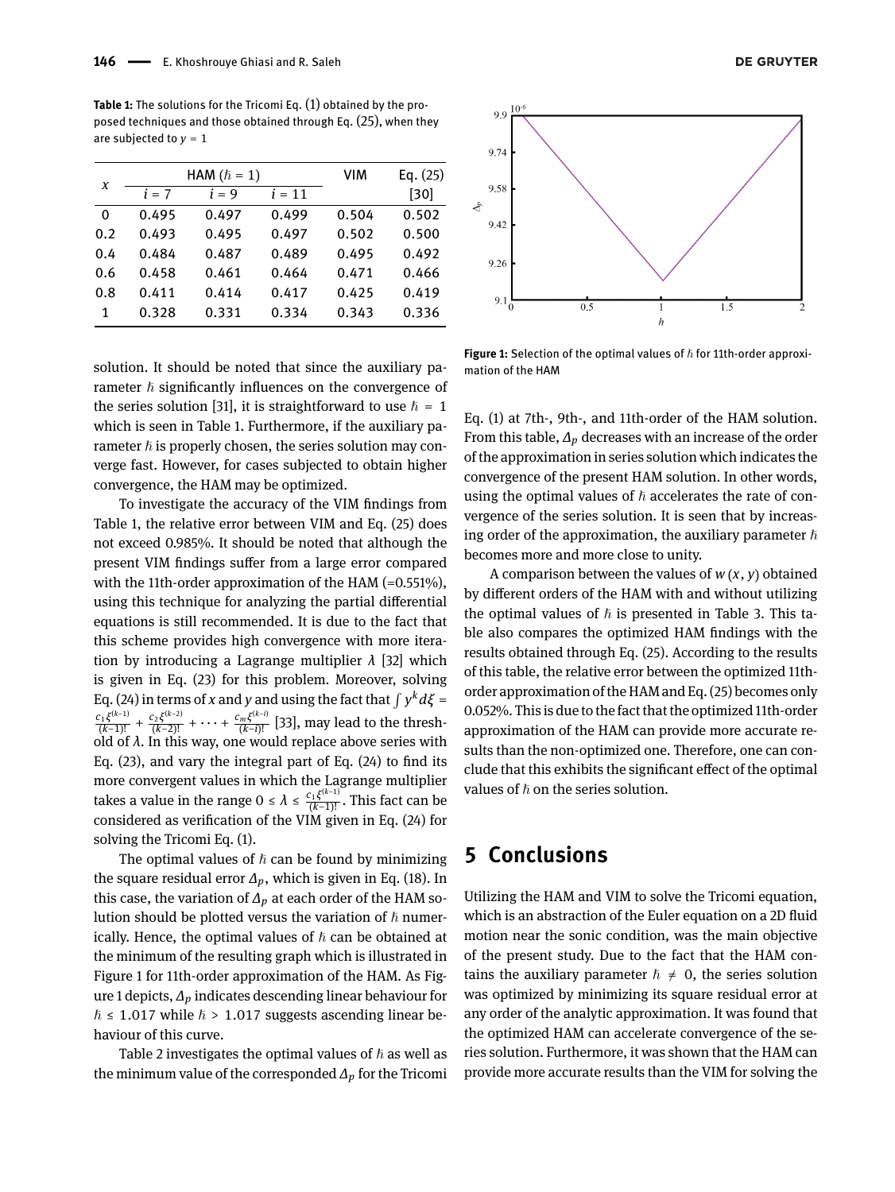**Table 1:** The solutions for the Tricomi Eq. (1) obtained by the proposed techniques and those obtained through Eq. (25), when they are subjected to $y = 1$

| $x$ | HAM ($\hbar = 1$) | | | VIM | Eq. (25) |
|---|---|---|---|---|---|
| | $i = 7$ | $i = 9$ | $i = 11$ | | [30] |
| 0 | 0.495 | 0.497 | 0.499 | 0.504 | 0.502 |
| 0.2 | 0.493 | 0.495 | 0.497 | 0.502 | 0.500 |
| 0.4 | 0.484 | 0.487 | 0.489 | 0.495 | 0.492 |
| 0.6 | 0.458 | 0.461 | 0.464 | 0.471 | 0.466 |
| 0.8 | 0.411 | 0.414 | 0.417 | 0.425 | 0.419 |
| 1 | 0.328 | 0.331 | 0.334 | 0.343 | 0.336 |

solution. It should be noted that since the auxiliary parameter $\hbar$ significantly influences on the convergence of the series solution [31], it is straightforward to use $\hbar = 1$ which is seen in Table 1. Furthermore, if the auxiliary parameter $\hbar$ is properly chosen, the series solution may converge fast. However, for cases subjected to obtain higher convergence, the HAM may be optimized.

To investigate the accuracy of the VIM findings from Table 1, the relative error between VIM and Eq. (25) does not exceed 0.985%. It should be noted that although the present VIM findings suffer from a large error compared with the 11th-order approximation of the HAM (=0.551%), using this technique for analyzing the partial differential equations is still recommended. It is due to the fact that this scheme provides high convergence with more iteration by introducing a Lagrange multiplier $\lambda$ [32] which is given in Eq. (23) for this problem. Moreover, solving Eq. (24) in terms of $x$ and $y$ and using the fact that $\int y^k d\xi = \frac{c_1 \xi^{(k-1)}}{(k-1)!} + \frac{c_2 \xi^{(k-2)}}{(k-2)!} + \cdots + \frac{c_m \xi^{(k-i)}}{(k-i)!}$ [33], may lead to the threshold of $\lambda$. In this way, one would replace above series with Eq. (23), and vary the integral part of Eq. (24) to find its more convergent values in which the Lagrange multiplier takes a value in the range $0 \leq \lambda \leq \frac{c_1 \xi^{(k-1)}}{(k-1)!}$. This fact can be considered as verification of the VIM given in Eq. (24) for solving the Tricomi Eq. (1).

The optimal values of $\hbar$ can be found by minimizing the square residual error $\Delta_p$, which is given in Eq. (18). In this case, the variation of $\Delta_p$ at each order of the HAM solution should be plotted versus the variation of $\hbar$ numerically. Hence, the optimal values of $\hbar$ can be obtained at the minimum of the resulting graph which is illustrated in Figure 1 for 11th-order approximation of the HAM. As Figure 1 depicts, $\Delta_p$ indicates descending linear behaviour for $\hbar \leq 1.017$ while $\hbar > 1.017$ suggests ascending linear behaviour of this curve.

Table 2 investigates the optimal values of $\hbar$ as well as the minimum value of the corresponded $\Delta_p$ for the Tricomi Eq. (1) at 7th-, 9th-, and 11th-order of the HAM solution. From this table, $\Delta_p$ decreases with an increase of the order of the approximation in series solution which indicates the convergence of the present HAM solution. In other words, using the optimal values of $\hbar$ accelerates the rate of convergence of the series solution. It is seen that by increasing order of the approximation, the auxiliary parameter $\hbar$ becomes more and more close to unity.

**Figure 1:** Selection of the optimal values of $\hbar$ for 11th-order approximation of the HAM

A comparison between the values of $w(x, y)$ obtained by different orders of the HAM with and without utilizing the optimal values of $\hbar$ is presented in Table 3. This table also compares the optimized HAM findings with the results obtained through Eq. (25). According to the results of this table, the relative error between the optimized 11th-order approximation of the HAM and Eq. (25) becomes only 0.052%. This is due to the fact that the optimized 11th-order approximation of the HAM can provide more accurate results than the non-optimized one. Therefore, one can conclude that this exhibits the significant effect of the optimal values of $\hbar$ on the series solution.

## 5 Conclusions

Utilizing the HAM and VIM to solve the Tricomi equation, which is an abstraction of the Euler equation on a 2D fluid motion near the sonic condition, was the main objective of the present study. Due to the fact that the HAM contains the auxiliary parameter $\hbar \neq 0$, the series solution was optimized by minimizing its square residual error at any order of the analytic approximation. It was found that the optimized HAM can accelerate convergence of the series solution. Furthermore, it was shown that the HAM can provide more accurate results than the VIM for solving the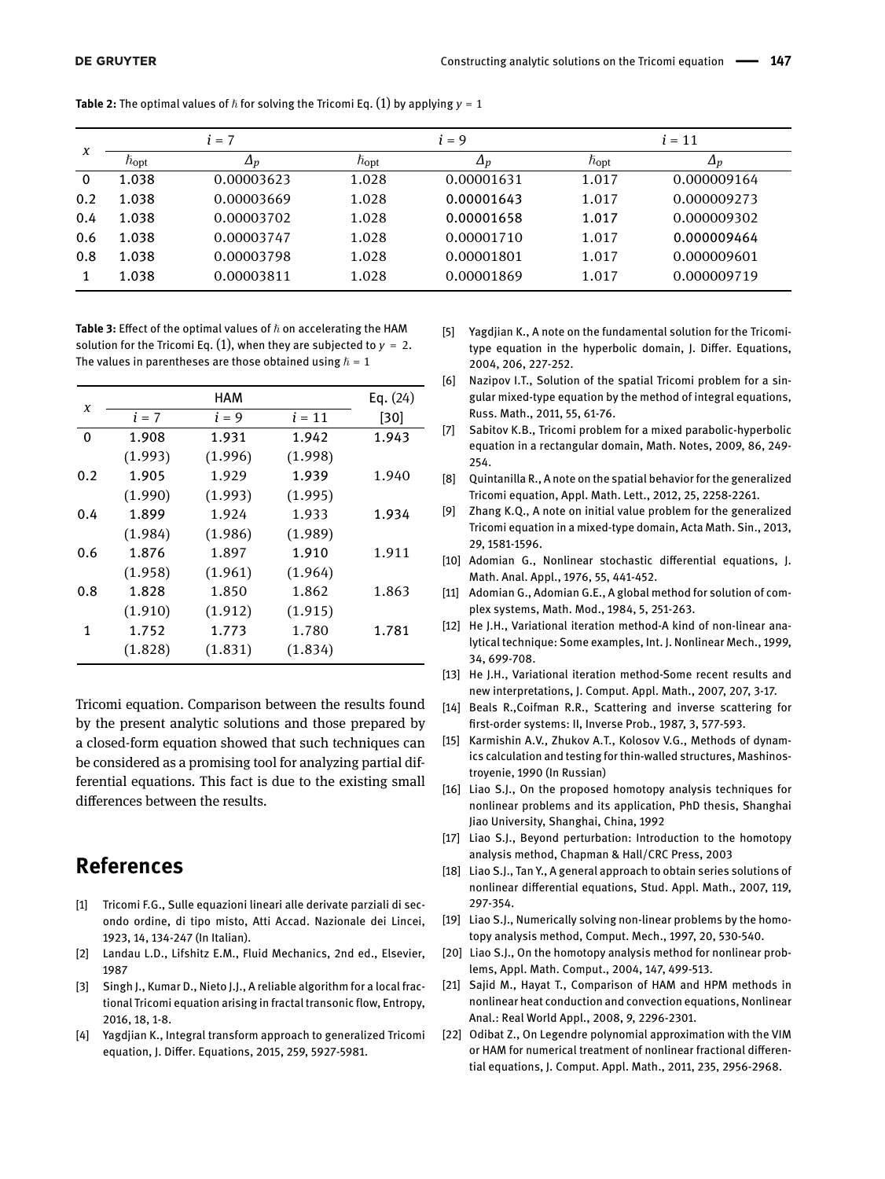**Table 2:** The optimal values of $\hbar$ for solving the Tricomi Eq. (1) by applying $y = 1$

| $x$ | $i = 7$ | | $i = 9$ | | $i = 11$ | |
|---|---|---|---|---|---|---|
| | $\hbar_{\text{opt}}$ | $\Delta_p$ | $\hbar_{\text{opt}}$ | $\Delta_p$ | $\hbar_{\text{opt}}$ | $\Delta_p$ |
| 0 | 1.038 | 0.00003623 | 1.028 | 0.00001631 | 1.017 | 0.000009164 |
| 0.2 | 1.038 | 0.00003669 | 1.028 | 0.00001643 | 1.017 | 0.000009273 |
| 0.4 | 1.038 | 0.00003702 | 1.028 | 0.00001658 | 1.017 | 0.000009302 |
| 0.6 | 1.038 | 0.00003747 | 1.028 | 0.00001710 | 1.017 | 0.000009464 |
| 0.8 | 1.038 | 0.00003798 | 1.028 | 0.00001801 | 1.017 | 0.000009601 |
| 1 | 1.038 | 0.00003811 | 1.028 | 0.00001869 | 1.017 | 0.000009719 |

**Table 3:** Effect of the optimal values of $\hbar$ on accelerating the HAM solution for the Tricomi Eq. (1), when they are subjected to $y = 2$. The values in parentheses are those obtained using $\hbar = 1$

| $x$ | HAM | | | Eq. (24) |
|---|---|---|---|---|
| | $i = 7$ | $i = 9$ | $i = 11$ | [30] |
| 0 | 1.908 | 1.931 | 1.942 | 1.943 |
| | (1.993) | (1.996) | (1.998) | |
| 0.2 | 1.905 | 1.929 | 1.939 | 1.940 |
| | (1.990) | (1.993) | (1.995) | |
| 0.4 | 1.899 | 1.924 | 1.933 | 1.934 |
| | (1.984) | (1.986) | (1.989) | |
| 0.6 | 1.876 | 1.897 | 1.910 | 1.911 |
| | (1.958) | (1.961) | (1.964) | |
| 0.8 | 1.828 | 1.850 | 1.862 | 1.863 |
| | (1.910) | (1.912) | (1.915) | |
| 1 | 1.752 | 1.773 | 1.780 | 1.781 |
| | (1.828) | (1.831) | (1.834) | |

Tricomi equation. Comparison between the results found by the present analytic solutions and those prepared by a closed-form equation showed that such techniques can be considered as a promising tool for analyzing partial differential equations. This fact is due to the existing small differences between the results.

## References

[1] Tricomi F.G., Sulle equazioni lineari alle derivate parziali di secondo ordine, di tipo misto, Atti Accad. Nazionale dei Lincei, 1923, 14, 134-247 (In Italian).

[2] Landau L.D., Lifshitz E.M., Fluid Mechanics, 2nd ed., Elsevier, 1987

[3] Singh J., Kumar D., Nieto J.J., A reliable algorithm for a local fractional Tricomi equation arising in fractal transonic flow, Entropy, 2016, 18, 1-8.

[4] Yagdjian K., Integral transform approach to generalized Tricomi equation, J. Differ. Equations, 2015, 259, 5927-5981.

[5] Yagdjian K., A note on the fundamental solution for the Tricomi-type equation in the hyperbolic domain, J. Differ. Equations, 2004, 206, 227-252.

[6] Nazipov I.T., Solution of the spatial Tricomi problem for a singular mixed-type equation by the method of integral equations, Russ. Math., 2011, 55, 61-76.

[7] Sabitov K.B., Tricomi problem for a mixed parabolic-hyperbolic equation in a rectangular domain, Math. Notes, 2009, 86, 249-254.

[8] Quintanilla R., A note on the spatial behavior for the generalized Tricomi equation, Appl. Math. Lett., 2012, 25, 2258-2261.

[9] Zhang K.Q., A note on initial value problem for the generalized Tricomi equation in a mixed-type domain, Acta Math. Sin., 2013, 29, 1581-1596.

[10] Adomian G., Nonlinear stochastic differential equations, J. Math. Anal. Appl., 1976, 55, 441-452.

[11] Adomian G., Adomian G.E., A global method for solution of complex systems, Math. Mod., 1984, 5, 251-263.

[12] He J.H., Variational iteration method-A kind of non-linear analytical technique: Some examples, Int. J. Nonlinear Mech., 1999, 34, 699-708.

[13] He J.H., Variational iteration method-Some recent results and new interpretations, J. Comput. Appl. Math., 2007, 207, 3-17.

[14] Beals R.,Coifman R.R., Scattering and inverse scattering for first-order systems: II, Inverse Prob., 1987, 3, 577-593.

[15] Karmishin A.V., Zhukov A.T., Kolosov V.G., Methods of dynamics calculation and testing for thin-walled structures, Mashinostroyenie, 1990 (In Russian)

[16] Liao S.J., On the proposed homotopy analysis techniques for nonlinear problems and its application, PhD thesis, Shanghai Jiao University, Shanghai, China, 1992

[17] Liao S.J., Beyond perturbation: Introduction to the homotopy analysis method, Chapman & Hall/CRC Press, 2003

[18] Liao S.J., Tan Y., A general approach to obtain series solutions of nonlinear differential equations, Stud. Appl. Math., 2007, 119, 297-354.

[19] Liao S.J., Numerically solving non-linear problems by the homotopy analysis method, Comput. Mech., 1997, 20, 530-540.

[20] Liao S.J., On the homotopy analysis method for nonlinear problems, Appl. Math. Comput., 2004, 147, 499-513.

[21] Sajid M., Hayat T., Comparison of HAM and HPM methods in nonlinear heat conduction and convection equations, Nonlinear Anal.: Real World Appl., 2008, 9, 2296-2301.

[22] Odibat Z., On Legendre polynomial approximation with the VIM or HAM for numerical treatment of nonlinear fractional differential equations, J. Comput. Appl. Math., 2011, 235, 2956-2968.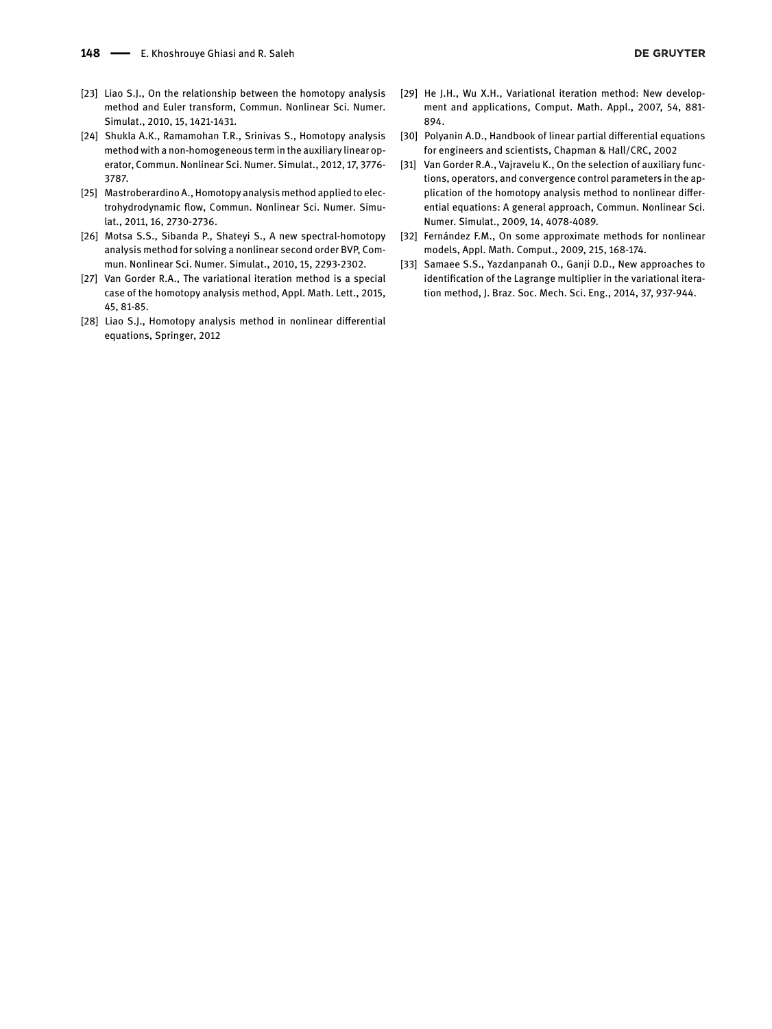[23] Liao S.J., On the relationship between the homotopy analysis method and Euler transform, Commun. Nonlinear Sci. Numer. Simulat., 2010, 15, 1421-1431.

[24] Shukla A.K., Ramamohan T.R., Srinivas S., Homotopy analysis method with a non-homogeneous term in the auxiliary linear operator, Commun. Nonlinear Sci. Numer. Simulat., 2012, 17, 3776-3787.

[25] Mastroberardino A., Homotopy analysis method applied to electrohydrodynamic flow, Commun. Nonlinear Sci. Numer. Simulat., 2011, 16, 2730-2736.

[26] Motsa S.S., Sibanda P., Shateyi S., A new spectral-homotopy analysis method for solving a nonlinear second order BVP, Commun. Nonlinear Sci. Numer. Simulat., 2010, 15, 2293-2302.

[27] Van Gorder R.A., The variational iteration method is a special case of the homotopy analysis method, Appl. Math. Lett., 2015, 45, 81-85.

[28] Liao S.J., Homotopy analysis method in nonlinear differential equations, Springer, 2012

[29] He J.H., Wu X.H., Variational iteration method: New development and applications, Comput. Math. Appl., 2007, 54, 881-894.

[30] Polyanin A.D., Handbook of linear partial differential equations for engineers and scientists, Chapman & Hall/CRC, 2002

[31] Van Gorder R.A., Vajravelu K., On the selection of auxiliary functions, operators, and convergence control parameters in the application of the homotopy analysis method to nonlinear differential equations: A general approach, Commun. Nonlinear Sci. Numer. Simulat., 2009, 14, 4078-4089.

[32] Fernández F.M., On some approximate methods for nonlinear models, Appl. Math. Comput., 2009, 215, 168-174.

[33] Samaee S.S., Yazdanpanah O., Ganji D.D., New approaches to identification of the Lagrange multiplier in the variational iteration method, J. Braz. Soc. Mech. Sci. Eng., 2014, 37, 937-944.